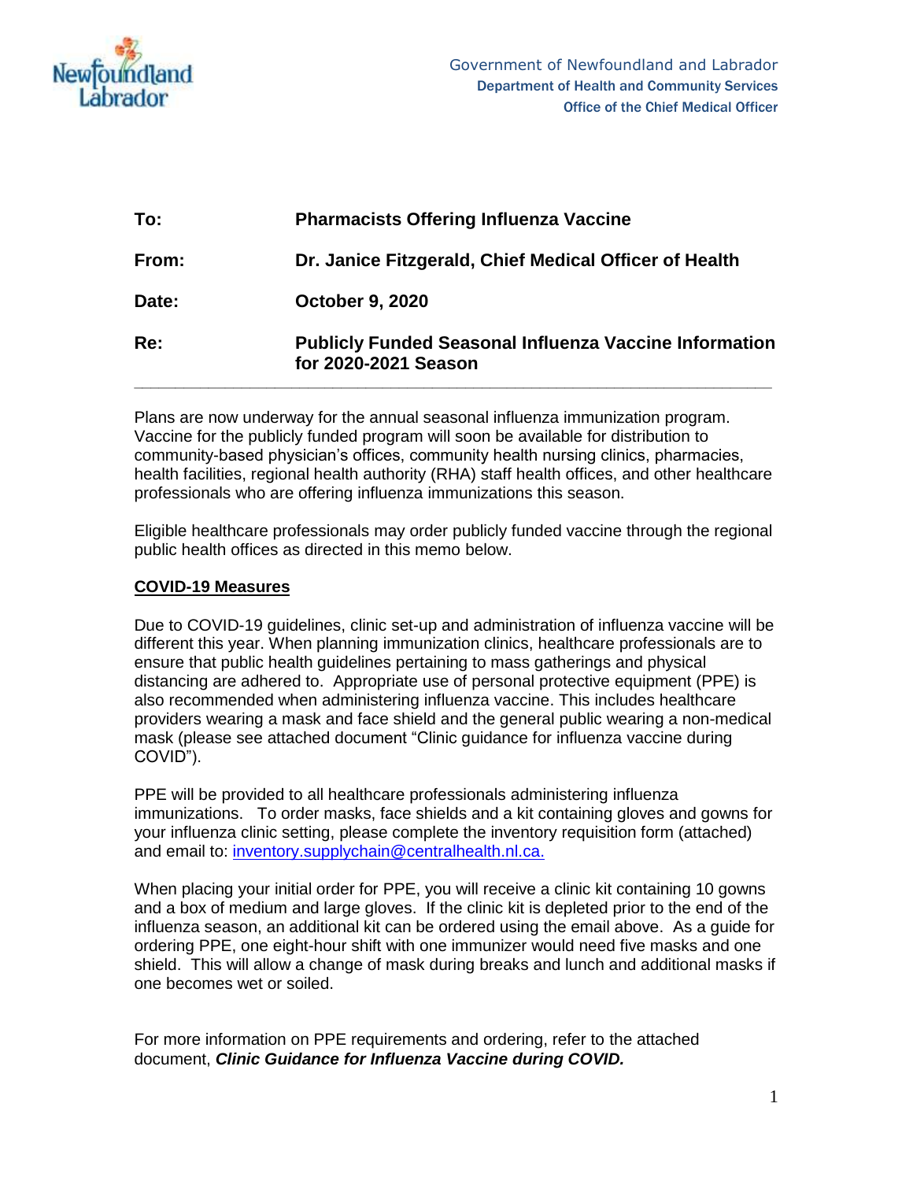Government of Newfoundland and Labrador
**Department of Health and Community Services**
**Office of the Chief Medical Officer**

| | |
|---|---|
| **To:** | **Pharmacists Offering Influenza Vaccine** |
| **From:** | **Dr. Janice Fitzgerald, Chief Medical Officer of Health** |
| **Date:** | **October 9, 2020** |
| **Re:** | **Publicly Funded Seasonal Influenza Vaccine Information for 2020-2021 Season** |

---

Plans are now underway for the annual seasonal influenza immunization program. Vaccine for the publicly funded program will soon be available for distribution to community-based physician's offices, community health nursing clinics, pharmacies, health facilities, regional health authority (RHA) staff health offices, and other healthcare professionals who are offering influenza immunizations this season.

Eligible healthcare professionals may order publicly funded vaccine through the regional public health offices as directed in this memo below.

**COVID-19 Measures**

Due to COVID-19 guidelines, clinic set-up and administration of influenza vaccine will be different this year. When planning immunization clinics, healthcare professionals are to ensure that public health guidelines pertaining to mass gatherings and physical distancing are adhered to. Appropriate use of personal protective equipment (PPE) is also recommended when administering influenza vaccine. This includes healthcare providers wearing a mask and face shield and the general public wearing a non-medical mask (please see attached document "Clinic guidance for influenza vaccine during COVID").

PPE will be provided to all healthcare professionals administering influenza immunizations. To order masks, face shields and a kit containing gloves and gowns for your influenza clinic setting, please complete the inventory requisition form (attached) and email to: inventory.supplychain@centralhealth.nl.ca.

When placing your initial order for PPE, you will receive a clinic kit containing 10 gowns and a box of medium and large gloves. If the clinic kit is depleted prior to the end of the influenza season, an additional kit can be ordered using the email above. As a guide for ordering PPE, one eight-hour shift with one immunizer would need five masks and one shield. This will allow a change of mask during breaks and lunch and additional masks if one becomes wet or soiled.

For more information on PPE requirements and ordering, refer to the attached document, ***Clinic Guidance for Influenza Vaccine during COVID.***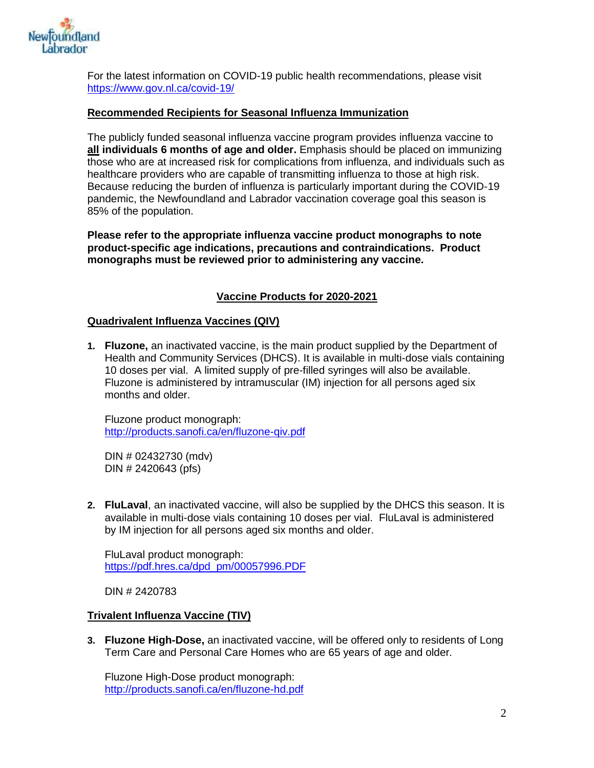For the latest information on COVID-19 public health recommendations, please visit https://www.gov.nl.ca/covid-19/

## Recommended Recipients for Seasonal Influenza Immunization

The publicly funded seasonal influenza vaccine program provides influenza vaccine to **all individuals 6 months of age and older.** Emphasis should be placed on immunizing those who are at increased risk for complications from influenza, and individuals such as healthcare providers who are capable of transmitting influenza to those at high risk. Because reducing the burden of influenza is particularly important during the COVID-19 pandemic, the Newfoundland and Labrador vaccination coverage goal this season is 85% of the population.

**Please refer to the appropriate influenza vaccine product monographs to note product-specific age indications, precautions and contraindications. Product monographs must be reviewed prior to administering any vaccine.**

## Vaccine Products for 2020-2021

### Quadrivalent Influenza Vaccines (QIV)

1. **Fluzone,** an inactivated vaccine, is the main product supplied by the Department of Health and Community Services (DHCS). It is available in multi-dose vials containing 10 doses per vial. A limited supply of pre-filled syringes will also be available. Fluzone is administered by intramuscular (IM) injection for all persons aged six months and older.

   Fluzone product monograph:
   http://products.sanofi.ca/en/fluzone-qiv.pdf

   DIN # 02432730 (mdv)
   DIN # 2420643 (pfs)

2. **FluLaval**, an inactivated vaccine, will also be supplied by the DHCS this season. It is available in multi-dose vials containing 10 doses per vial. FluLaval is administered by IM injection for all persons aged six months and older.

   FluLaval product monograph:
   https://pdf.hres.ca/dpd_pm/00057996.PDF

   DIN # 2420783

### Trivalent Influenza Vaccine (TIV)

3. **Fluzone High-Dose,** an inactivated vaccine, will be offered only to residents of Long Term Care and Personal Care Homes who are 65 years of age and older.

   Fluzone High-Dose product monograph:
   http://products.sanofi.ca/en/fluzone-hd.pdf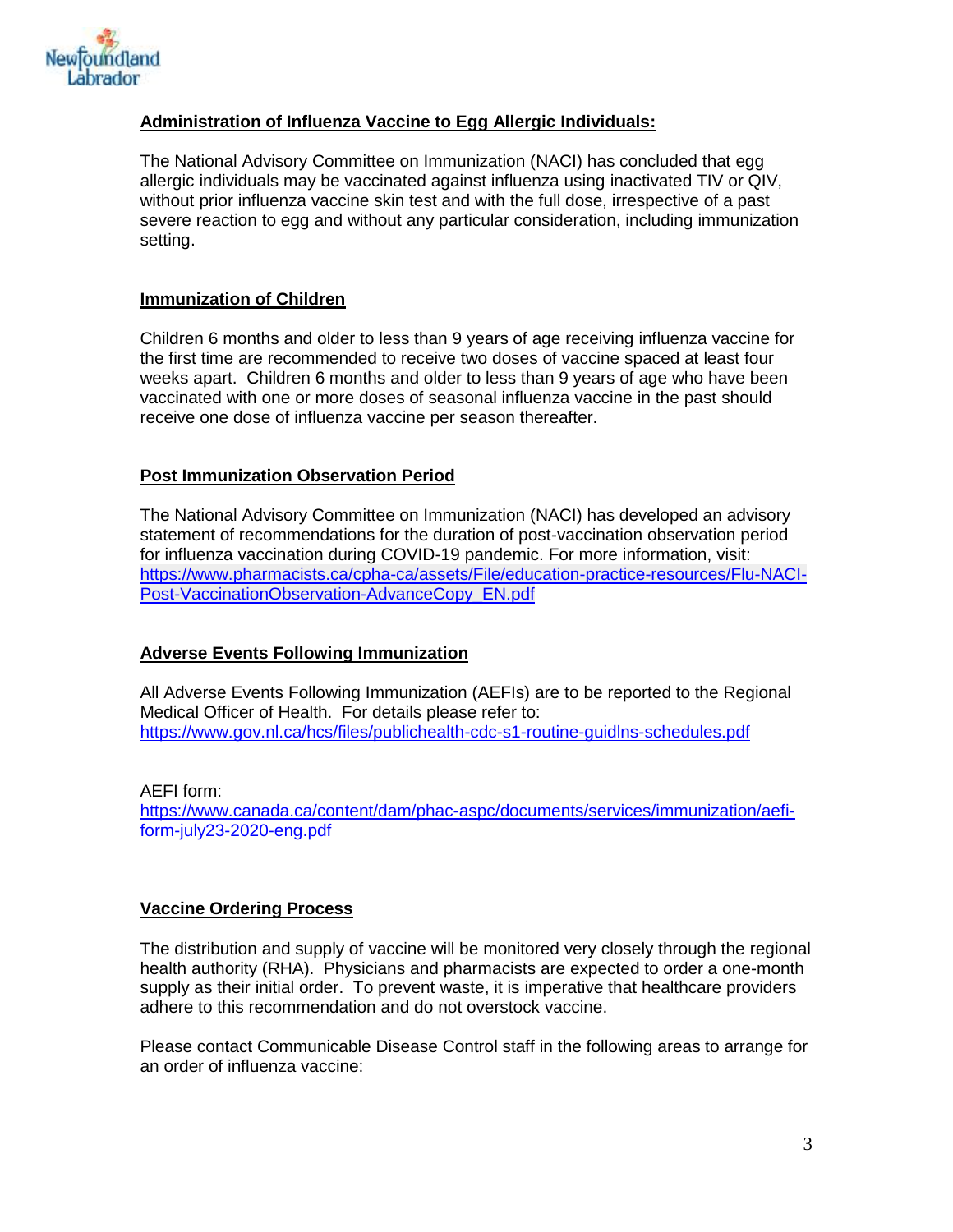**Administration of Influenza Vaccine to Egg Allergic Individuals:**

The National Advisory Committee on Immunization (NACI) has concluded that egg allergic individuals may be vaccinated against influenza using inactivated TIV or QIV, without prior influenza vaccine skin test and with the full dose, irrespective of a past severe reaction to egg and without any particular consideration, including immunization setting.

**Immunization of Children**

Children 6 months and older to less than 9 years of age receiving influenza vaccine for the first time are recommended to receive two doses of vaccine spaced at least four weeks apart. Children 6 months and older to less than 9 years of age who have been vaccinated with one or more doses of seasonal influenza vaccine in the past should receive one dose of influenza vaccine per season thereafter.

**Post Immunization Observation Period**

The National Advisory Committee on Immunization (NACI) has developed an advisory statement of recommendations for the duration of post-vaccination observation period for influenza vaccination during COVID-19 pandemic. For more information, visit: https://www.pharmacists.ca/cpha-ca/assets/File/education-practice-resources/Flu-NACI-Post-VaccinationObservation-AdvanceCopy_EN.pdf

**Adverse Events Following Immunization**

All Adverse Events Following Immunization (AEFIs) are to be reported to the Regional Medical Officer of Health. For details please refer to: https://www.gov.nl.ca/hcs/files/publichealth-cdc-s1-routine-guidlns-schedules.pdf

AEFI form:
https://www.canada.ca/content/dam/phac-aspc/documents/services/immunization/aefi-form-july23-2020-eng.pdf

**Vaccine Ordering Process**

The distribution and supply of vaccine will be monitored very closely through the regional health authority (RHA). Physicians and pharmacists are expected to order a one-month supply as their initial order. To prevent waste, it is imperative that healthcare providers adhere to this recommendation and do not overstock vaccine.

Please contact Communicable Disease Control staff in the following areas to arrange for an order of influenza vaccine: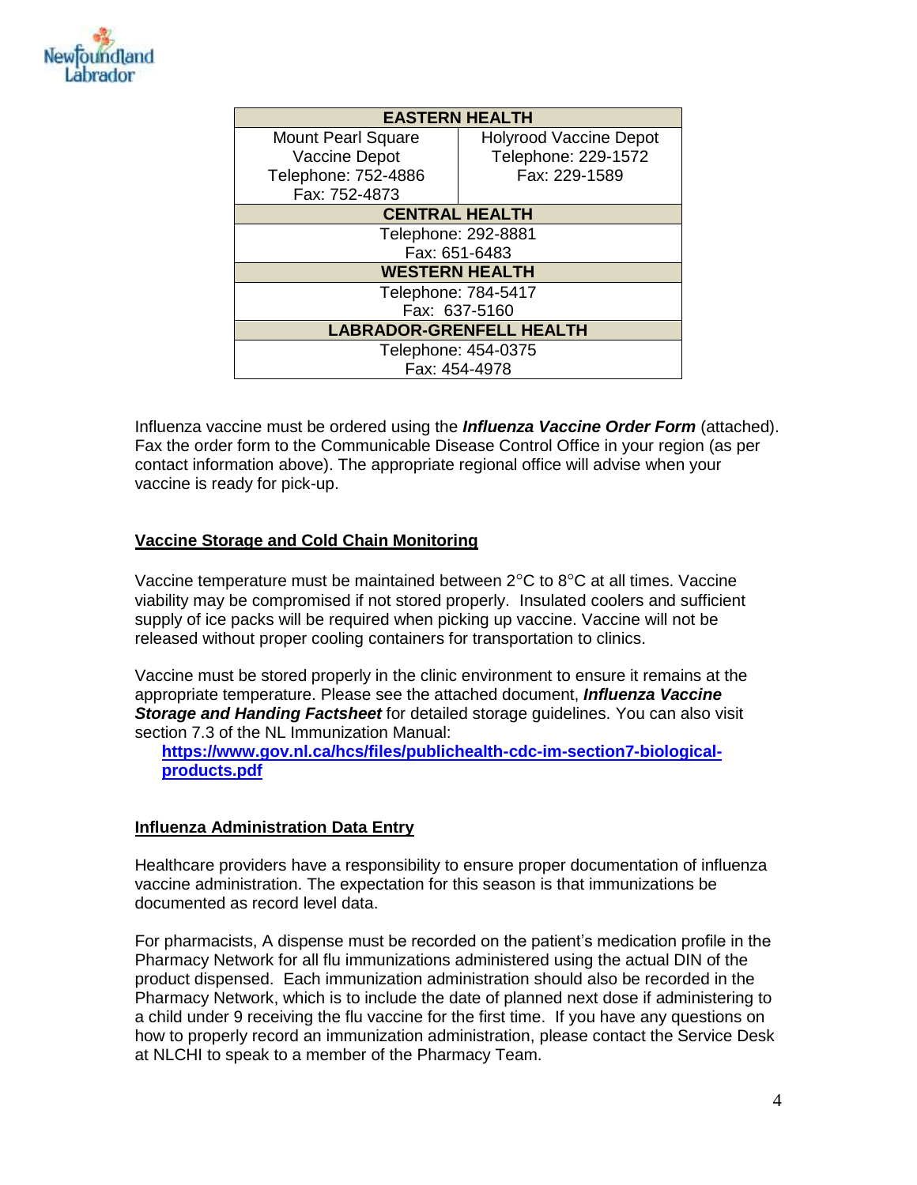| EASTERN HEALTH | |
|---|---|
| Mount Pearl Square Vaccine Depot<br>Telephone: 752-4886<br>Fax: 752-4873 | Holyrood Vaccine Depot<br>Telephone: 229-1572<br>Fax: 229-1589 |
| **CENTRAL HEALTH** | |
| Telephone: 292-8881<br>Fax: 651-6483 | |
| **WESTERN HEALTH** | |
| Telephone: 784-5417<br>Fax: 637-5160 | |
| **LABRADOR-GRENFELL HEALTH** | |
| Telephone: 454-0375<br>Fax: 454-4978 | |

Influenza vaccine must be ordered using the ***Influenza Vaccine Order Form*** (attached). Fax the order form to the Communicable Disease Control Office in your region (as per contact information above). The appropriate regional office will advise when your vaccine is ready for pick-up.

## Vaccine Storage and Cold Chain Monitoring

Vaccine temperature must be maintained between 2°C to 8°C at all times. Vaccine viability may be compromised if not stored properly. Insulated coolers and sufficient supply of ice packs will be required when picking up vaccine. Vaccine will not be released without proper cooling containers for transportation to clinics.

Vaccine must be stored properly in the clinic environment to ensure it remains at the appropriate temperature. Please see the attached document, ***Influenza Vaccine Storage and Handing Factsheet*** for detailed storage guidelines. You can also visit section 7.3 of the NL Immunization Manual:

**https://www.gov.nl.ca/hcs/files/publichealth-cdc-im-section7-biological-products.pdf**

## Influenza Administration Data Entry

Healthcare providers have a responsibility to ensure proper documentation of influenza vaccine administration. The expectation for this season is that immunizations be documented as record level data.

For pharmacists, A dispense must be recorded on the patient's medication profile in the Pharmacy Network for all flu immunizations administered using the actual DIN of the product dispensed. Each immunization administration should also be recorded in the Pharmacy Network, which is to include the date of planned next dose if administering to a child under 9 receiving the flu vaccine for the first time. If you have any questions on how to properly record an immunization administration, please contact the Service Desk at NLCHI to speak to a member of the Pharmacy Team.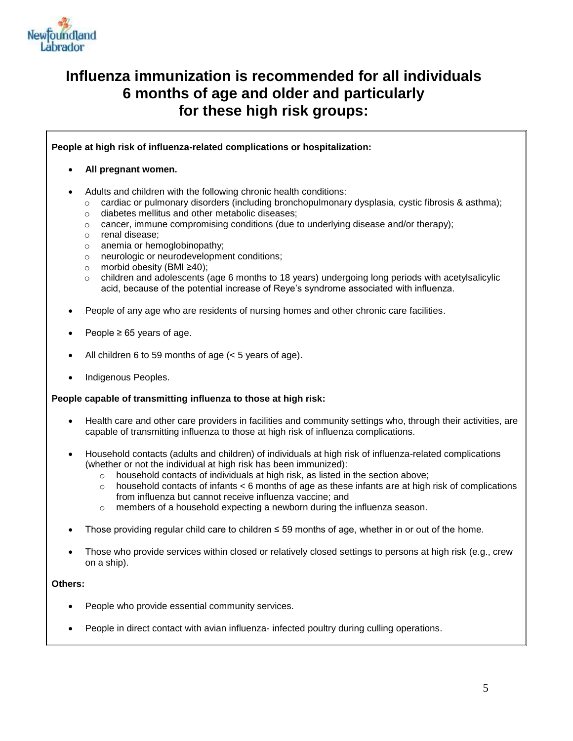# Influenza immunization is recommended for all individuals 6 months of age and older and particularly for these high risk groups:

**People at high risk of influenza-related complications or hospitalization:**

- **All pregnant women.**
- Adults and children with the following chronic health conditions:
  - cardiac or pulmonary disorders (including bronchopulmonary dysplasia, cystic fibrosis & asthma);
  - diabetes mellitus and other metabolic diseases;
  - cancer, immune compromising conditions (due to underlying disease and/or therapy);
  - renal disease;
  - anemia or hemoglobinopathy;
  - neurologic or neurodevelopment conditions;
  - morbid obesity (BMI ≥40);
  - children and adolescents (age 6 months to 18 years) undergoing long periods with acetylsalicylic acid, because of the potential increase of Reye's syndrome associated with influenza.
- People of any age who are residents of nursing homes and other chronic care facilities.
- People ≥ 65 years of age.
- All children 6 to 59 months of age (< 5 years of age).
- Indigenous Peoples.

**People capable of transmitting influenza to those at high risk:**

- Health care and other care providers in facilities and community settings who, through their activities, are capable of transmitting influenza to those at high risk of influenza complications.
- Household contacts (adults and children) of individuals at high risk of influenza-related complications (whether or not the individual at high risk has been immunized):
  - household contacts of individuals at high risk, as listed in the section above;
  - household contacts of infants < 6 months of age as these infants are at high risk of complications from influenza but cannot receive influenza vaccine; and
  - members of a household expecting a newborn during the influenza season.
- Those providing regular child care to children ≤ 59 months of age, whether in or out of the home.
- Those who provide services within closed or relatively closed settings to persons at high risk (e.g., crew on a ship).

**Others:**

- People who provide essential community services.
- People in direct contact with avian influenza- infected poultry during culling operations.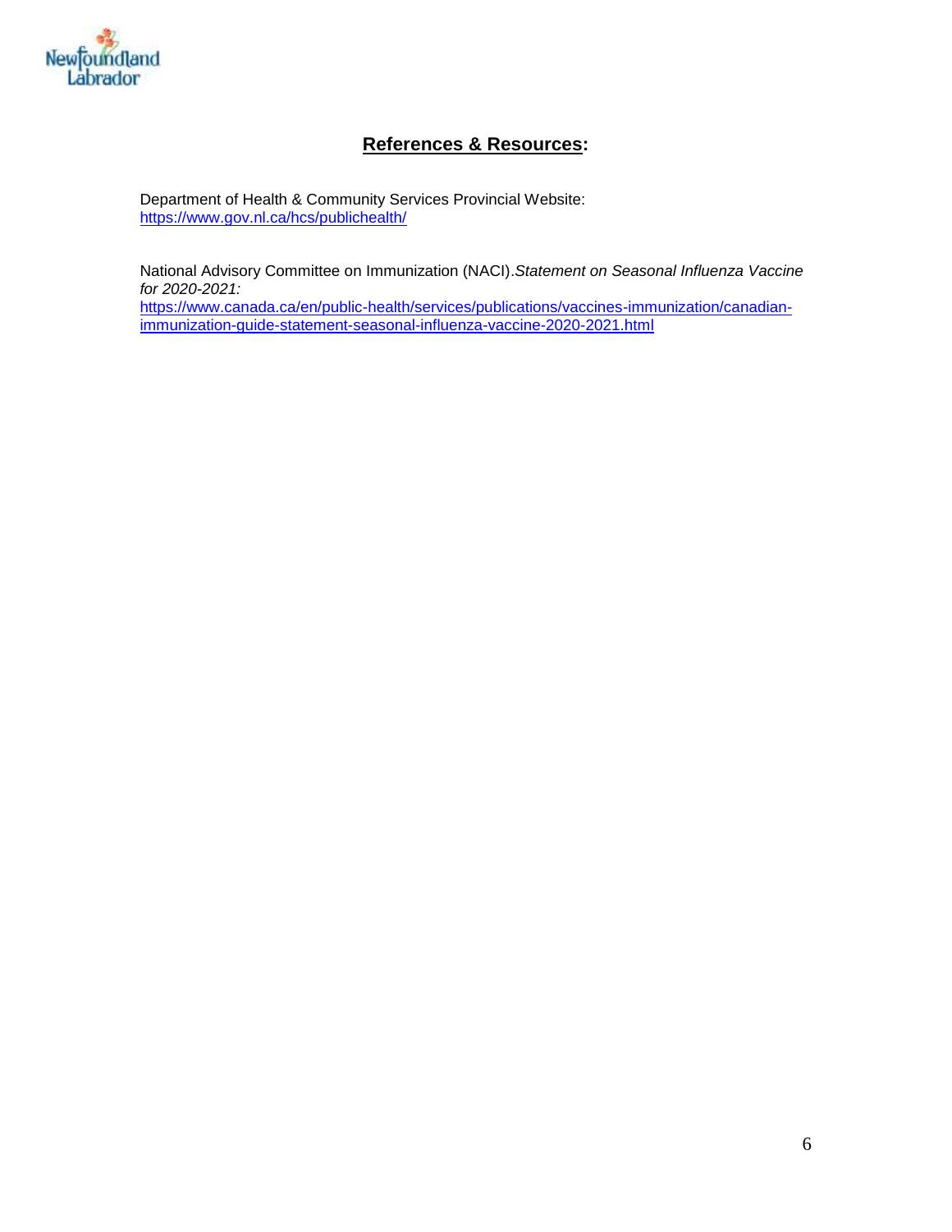## **References & Resources:**

Department of Health & Community Services Provincial Website:
https://www.gov.nl.ca/hcs/publichealth/

National Advisory Committee on Immunization (NACI).*Statement on Seasonal Influenza Vaccine for 2020-2021:*
https://www.canada.ca/en/public-health/services/publications/vaccines-immunization/canadian-immunization-guide-statement-seasonal-influenza-vaccine-2020-2021.html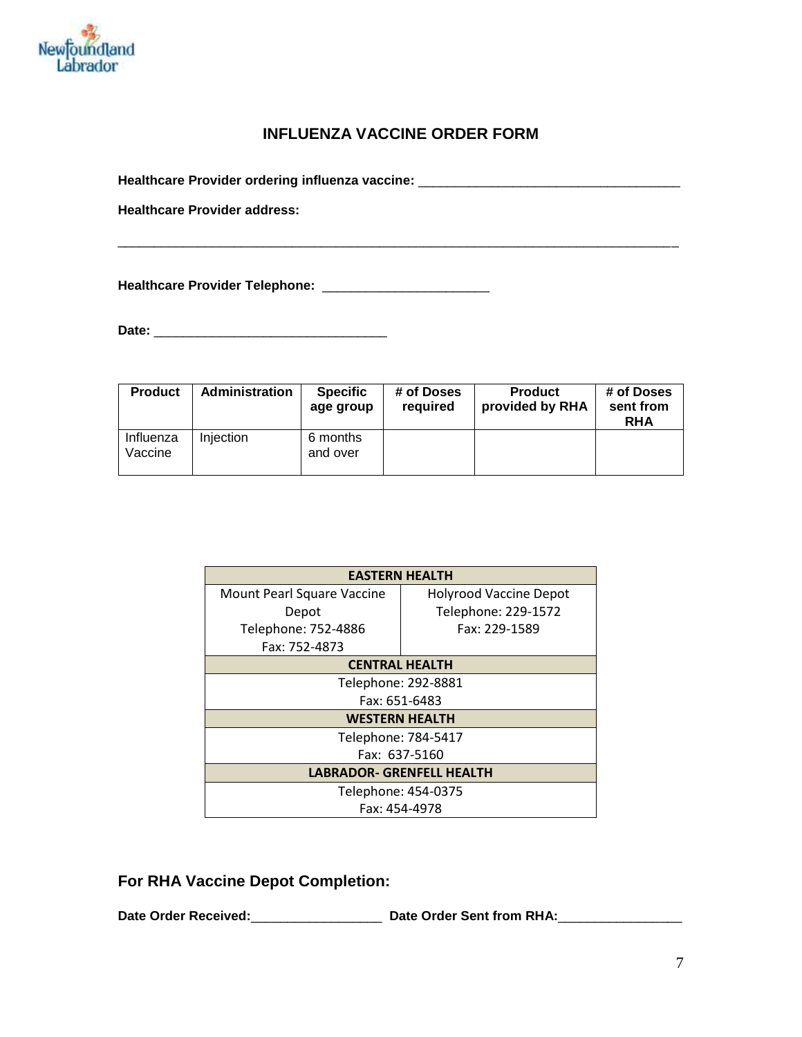# INFLUENZA VACCINE ORDER FORM

**Healthcare Provider ordering influenza vaccine:** ____________________________________

**Healthcare Provider address:**

______________________________________________________________________________

**Healthcare Provider Telephone:** _______________________

**Date:** _______________________________

| Product | Administration | Specific age group | # of Doses required | Product provided by RHA | # of Doses sent from RHA |
|---|---|---|---|---|---|
| Influenza Vaccine | Injection | 6 months and over | | | |

| EASTERN HEALTH | |
|---|---|
| Mount Pearl Square Vaccine Depot<br>Telephone: 752-4886<br>Fax: 752-4873 | Holyrood Vaccine Depot<br>Telephone: 229-1572<br>Fax: 229-1589 |
| **CENTRAL HEALTH** | |
| Telephone: 292-8881<br>Fax: 651-6483 | |
| **WESTERN HEALTH** | |
| Telephone: 784-5417<br>Fax: 637-5160 | |
| **LABRADOR- GRENFELL HEALTH** | |
| Telephone: 454-0375<br>Fax: 454-4978 | |

## For RHA Vaccine Depot Completion:

**Date Order Received:**__________________ **Date Order Sent from RHA:**_________________